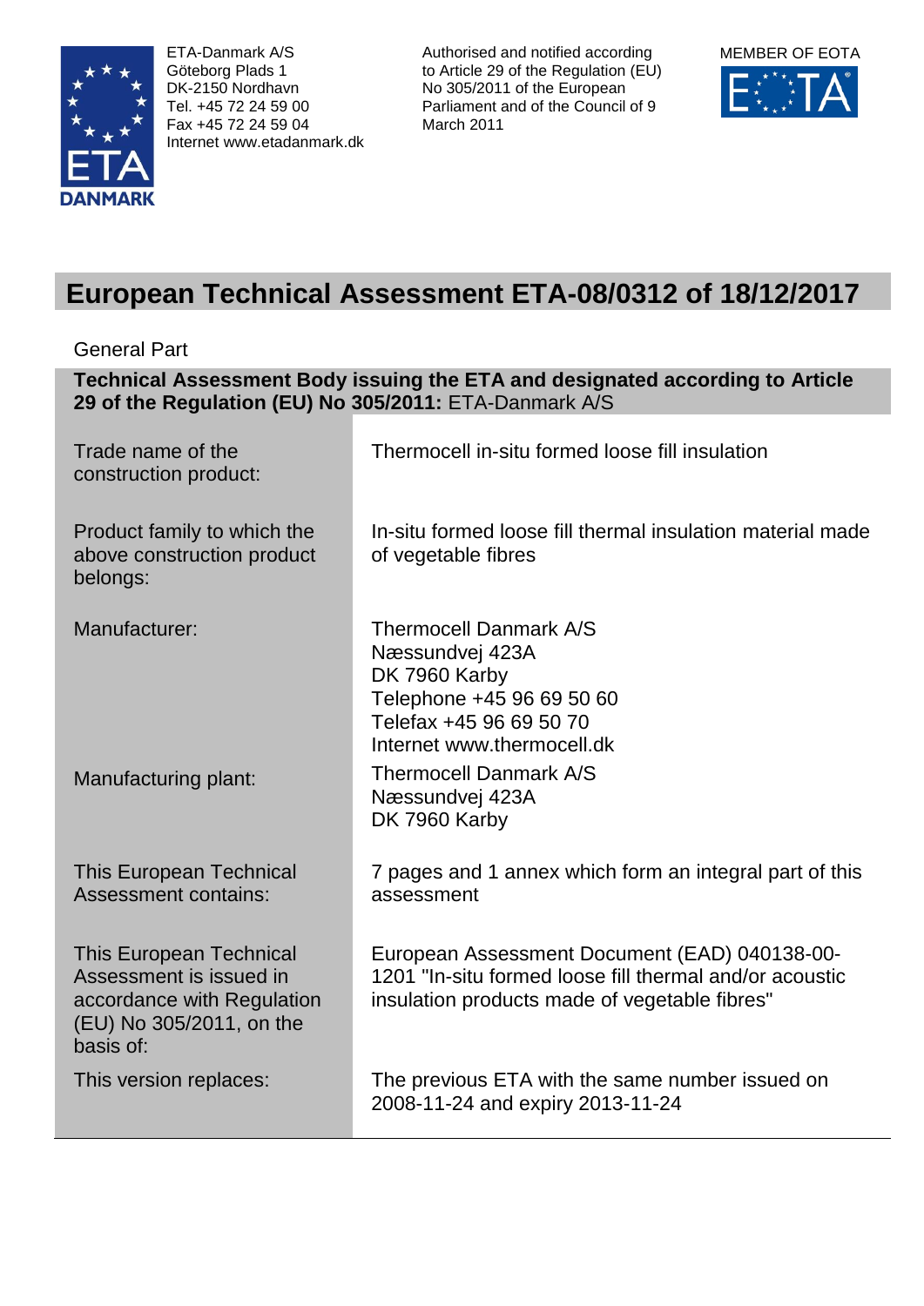ETA-Danmark A/S
Göteborg Plads 1
DK-2150 Nordhavn
Tel. +45 72 24 59 00
Fax +45 72 24 59 04
Internet www.etadanmark.dk

Authorised and notified according to Article 29 of the Regulation (EU) No 305/2011 of the European Parliament and of the Council of 9 March 2011

MEMBER OF EOTA

# European Technical Assessment ETA-08/0312 of 18/12/2017

General Part

**Technical Assessment Body issuing the ETA and designated according to Article 29 of the Regulation (EU) No 305/2011:** ETA-Danmark A/S

| | |
|---|---|
| Trade name of the construction product: | Thermocell in-situ formed loose fill insulation |
| Product family to which the above construction product belongs: | In-situ formed loose fill thermal insulation material made of vegetable fibres |
| Manufacturer: | Thermocell Danmark A/S<br>Næssundvej 423A<br>DK 7960 Karby<br>Telephone +45 96 69 50 60<br>Telefax +45 96 69 50 70<br>Internet www.thermocell.dk |
| Manufacturing plant: | Thermocell Danmark A/S<br>Næssundvej 423A<br>DK 7960 Karby |
| This European Technical Assessment contains: | 7 pages and 1 annex which form an integral part of this assessment |
| This European Technical Assessment is issued in accordance with Regulation (EU) No 305/2011, on the basis of: | European Assessment Document (EAD) 040138-00-1201 "In-situ formed loose fill thermal and/or acoustic insulation products made of vegetable fibres" |
| This version replaces: | The previous ETA with the same number issued on 2008-11-24 and expiry 2013-11-24 |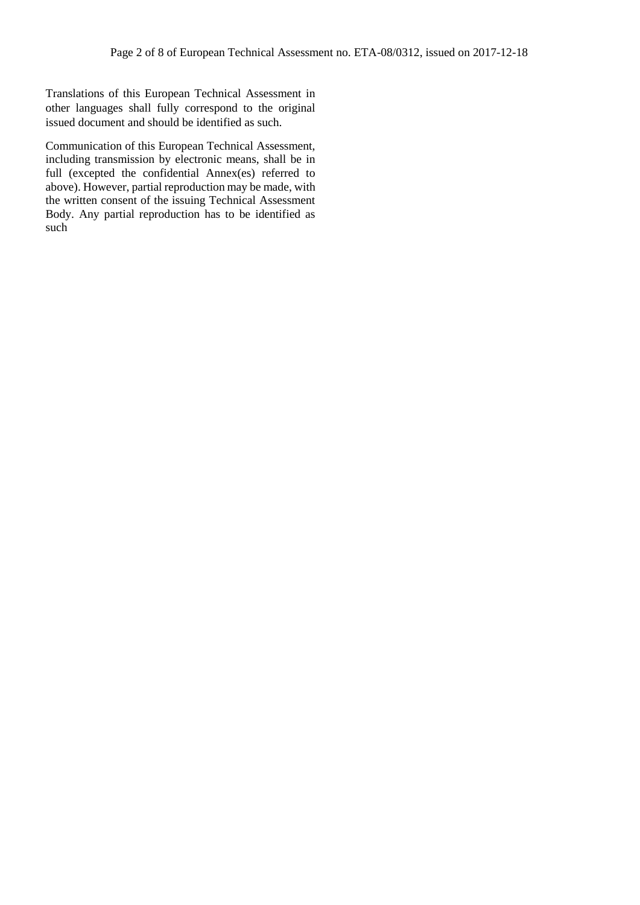Translations of this European Technical Assessment in other languages shall fully correspond to the original issued document and should be identified as such.

Communication of this European Technical Assessment, including transmission by electronic means, shall be in full (excepted the confidential Annex(es) referred to above). However, partial reproduction may be made, with the written consent of the issuing Technical Assessment Body. Any partial reproduction has to be identified as such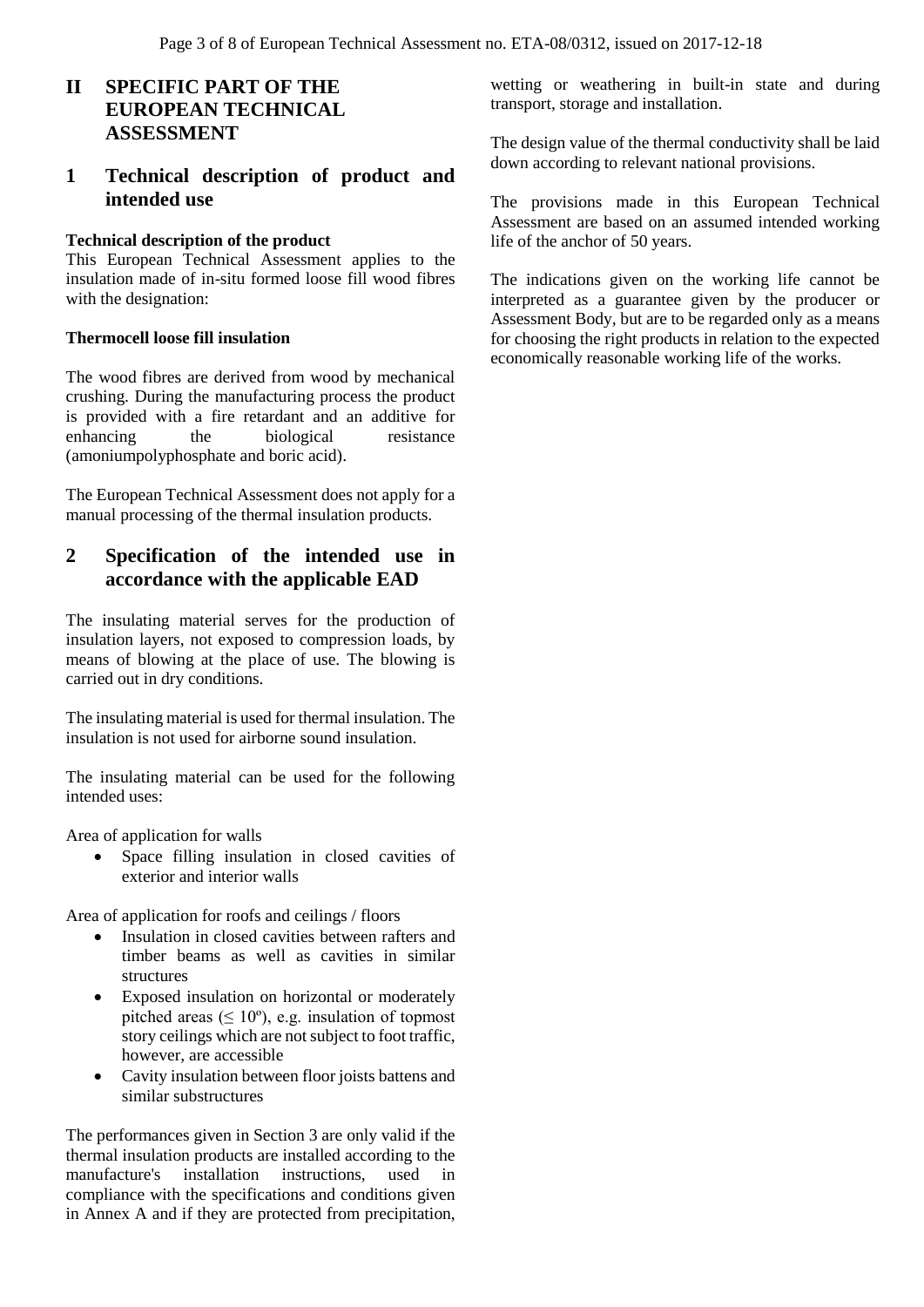# II SPECIFIC PART OF THE EUROPEAN TECHNICAL ASSESSMENT

## 1 Technical description of product and intended use

**Technical description of the product**

This European Technical Assessment applies to the insulation made of in-situ formed loose fill wood fibres with the designation:

**Thermocell loose fill insulation**

The wood fibres are derived from wood by mechanical crushing. During the manufacturing process the product is provided with a fire retardant and an additive for enhancing the biological resistance (amoniumpolyphosphate and boric acid).

The European Technical Assessment does not apply for a manual processing of the thermal insulation products.

## 2 Specification of the intended use in accordance with the applicable EAD

The insulating material serves for the production of insulation layers, not exposed to compression loads, by means of blowing at the place of use. The blowing is carried out in dry conditions.

The insulating material is used for thermal insulation. The insulation is not used for airborne sound insulation.

The insulating material can be used for the following intended uses:

Area of application for walls

- Space filling insulation in closed cavities of exterior and interior walls

Area of application for roofs and ceilings / floors

- Insulation in closed cavities between rafters and timber beams as well as cavities in similar structures
- Exposed insulation on horizontal or moderately pitched areas ($\leq 10°$), e.g. insulation of topmost story ceilings which are not subject to foot traffic, however, are accessible
- Cavity insulation between floor joists battens and similar substructures

The performances given in Section 3 are only valid if the thermal insulation products are installed according to the manufacture's installation instructions, used in compliance with the specifications and conditions given in Annex A and if they are protected from precipitation, wetting or weathering in built-in state and during transport, storage and installation.

The design value of the thermal conductivity shall be laid down according to relevant national provisions.

The provisions made in this European Technical Assessment are based on an assumed intended working life of the anchor of 50 years.

The indications given on the working life cannot be interpreted as a guarantee given by the producer or Assessment Body, but are to be regarded only as a means for choosing the right products in relation to the expected economically reasonable working life of the works.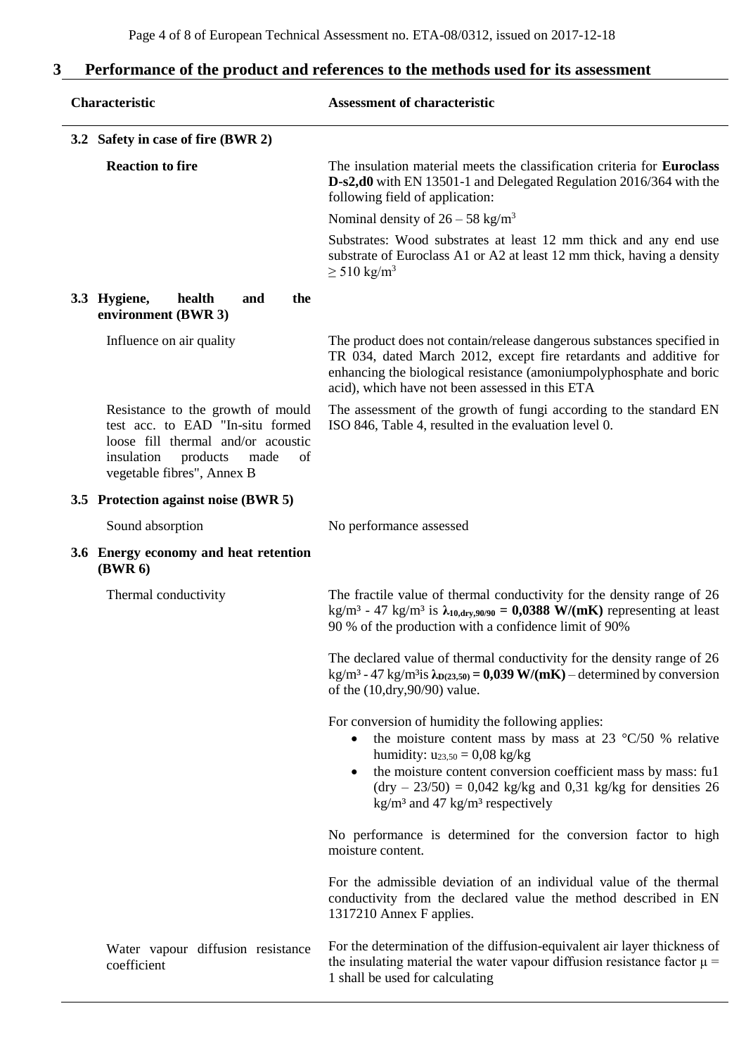## 3 Performance of the product and references to the methods used for its assessment

| Characteristic | Assessment of characteristic |
|---|---|
| **3.2 Safety in case of fire (BWR 2)** | |
| **Reaction to fire** | The insulation material meets the classification criteria for **Euroclass D-s2,d0** with EN 13501-1 and Delegated Regulation 2016/364 with the following field of application:<br>Nominal density of 26 – 58 kg/m³<br>Substrates: Wood substrates at least 12 mm thick and any end use substrate of Euroclass A1 or A2 at least 12 mm thick, having a density ≥ 510 kg/m³ |
| **3.3 Hygiene, health and the environment (BWR 3)** | |
| Influence on air quality | The product does not contain/release dangerous substances specified in TR 034, dated March 2012, except fire retardants and additive for enhancing the biological resistance (amoniumpolyphosphate and boric acid), which have not been assessed in this ETA |
| Resistance to the growth of mould test acc. to EAD "In-situ formed loose fill thermal and/or acoustic insulation products made of vegetable fibres", Annex B | The assessment of the growth of fungi according to the standard EN ISO 846, Table 4, resulted in the evaluation level 0. |
| **3.5 Protection against noise (BWR 5)** | |
| Sound absorption | No performance assessed |
| **3.6 Energy economy and heat retention (BWR 6)** | |
| Thermal conductivity | The fractile value of thermal conductivity for the density range of 26 kg/m³ - 47 kg/m³ is $\lambda_{10,dry,90/90}$ **= 0,0388 W/(mK)** representing at least 90 % of the production with a confidence limit of 90%<br><br>The declared value of thermal conductivity for the density range of 26 kg/m³ - 47 kg/m³is $\lambda_{D(23,50)}$ **= 0,039 W/(mK)** – determined by conversion of the (10,dry,90/90) value.<br><br>For conversion of humidity the following applies:<br>• the moisture content mass by mass at 23 °C/50 % relative humidity: $u_{23,50}$ = 0,08 kg/kg<br>• the moisture content conversion coefficient mass by mass: fu1 (dry – 23/50) = 0,042 kg/kg and 0,31 kg/kg for densities 26 kg/m³ and 47 kg/m³ respectively<br><br>No performance is determined for the conversion factor to high moisture content.<br><br>For the admissible deviation of an individual value of the thermal conductivity from the declared value the method described in EN 1317210 Annex F applies. |
| Water vapour diffusion resistance coefficient | For the determination of the diffusion-equivalent air layer thickness of the insulating material the water vapour diffusion resistance factor $\mu$ = 1 shall be used for calculating |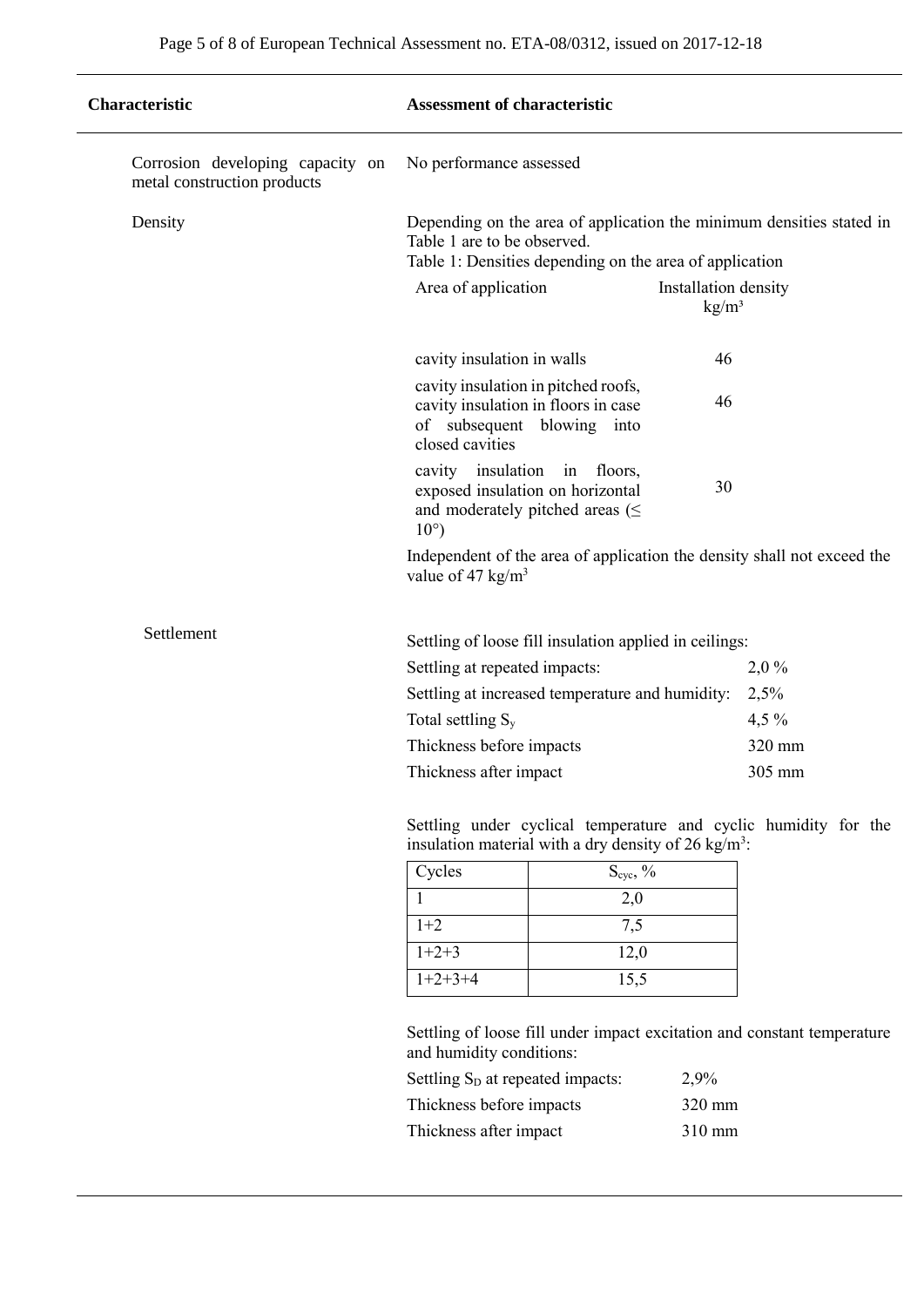| Characteristic | Assessment of characteristic |
|---|---|
| Corrosion developing capacity on metal construction products | No performance assessed |
| Density | Depending on the area of application the minimum densities stated in Table 1 are to be observed. |

Table 1: Densities depending on the area of application

| Area of application | Installation density kg/m³ |
|---|---|
| cavity insulation in walls | 46 |
| cavity insulation in pitched roofs, cavity insulation in floors in case of subsequent blowing into closed cavities | 46 |
| cavity insulation in floors, exposed insulation on horizontal and moderately pitched areas (≤ 10°) | 30 |

Independent of the area of application the density shall not exceed the value of 47 kg/m³

**Settlement**

Settling of loose fill insulation applied in ceilings:

| | |
|---|---|
| Settling at repeated impacts: | 2,0 % |
| Settling at increased temperature and humidity: | 2,5% |
| Total settling $S_y$ | 4,5 % |
| Thickness before impacts | 320 mm |
| Thickness after impact | 305 mm |

Settling under cyclical temperature and cyclic humidity for the insulation material with a dry density of 26 kg/m³:

| Cycles | $S_{cyc}$, % |
|---|---|
| 1 | 2,0 |
| 1+2 | 7,5 |
| 1+2+3 | 12,0 |
| 1+2+3+4 | 15,5 |

Settling of loose fill under impact excitation and constant temperature and humidity conditions:

| | |
|---|---|
| Settling $S_D$ at repeated impacts: | 2,9% |
| Thickness before impacts | 320 mm |
| Thickness after impact | 310 mm |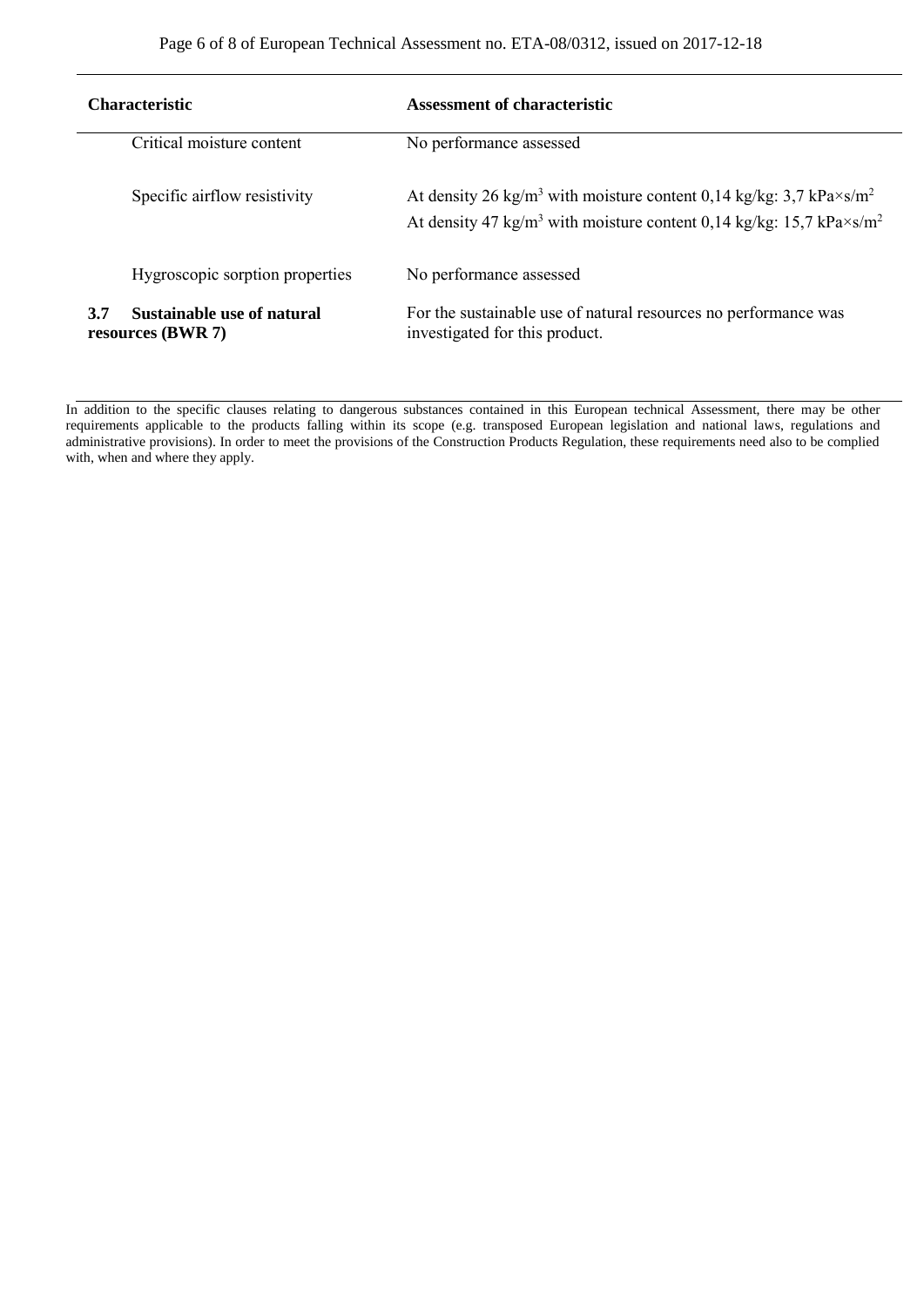| Characteristic | Assessment of characteristic |
|---|---|
| Critical moisture content | No performance assessed |
| Specific airflow resistivity | At density 26 $kg/m^3$ with moisture content 0,14 kg/kg: 3,7 $kPa \times s/m^2$<br>At density 47 $kg/m^3$ with moisture content 0,14 kg/kg: 15,7 $kPa \times s/m^2$ |
| Hygroscopic sorption properties | No performance assessed |
| **3.7 Sustainable use of natural resources (BWR 7)** | For the sustainable use of natural resources no performance was investigated for this product. |

In addition to the specific clauses relating to dangerous substances contained in this European technical Assessment, there may be other requirements applicable to the products falling within its scope (e.g. transposed European legislation and national laws, regulations and administrative provisions). In order to meet the provisions of the Construction Products Regulation, these requirements need also to be complied with, when and where they apply.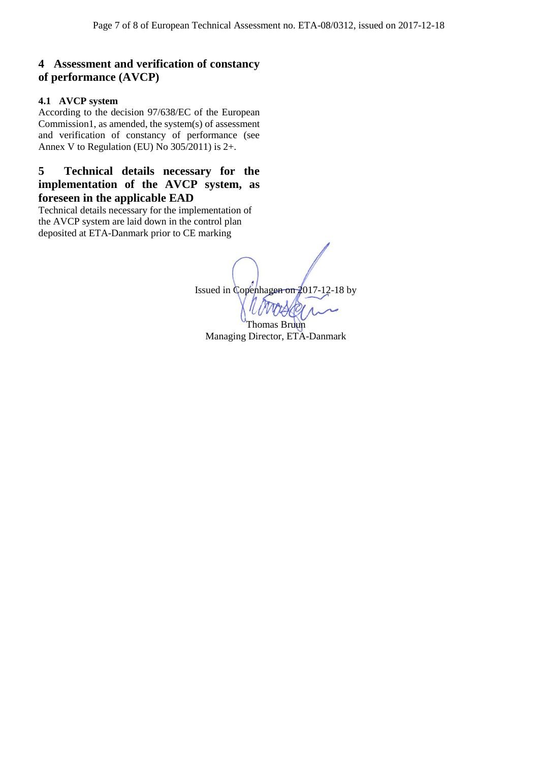# 4 Assessment and verification of constancy of performance (AVCP)

### 4.1 AVCP system

According to the decision 97/638/EC of the European Commission1, as amended, the system(s) of assessment and verification of constancy of performance (see Annex V to Regulation (EU) No 305/2011) is 2+.

# 5 Technical details necessary for the implementation of the AVCP system, as foreseen in the applicable EAD

Technical details necessary for the implementation of the AVCP system are laid down in the control plan deposited at ETA-Danmark prior to CE marking

Issued in Copenhagen on 2017-12-18 by

Thomas Bruun
Managing Director, ETA-Danmark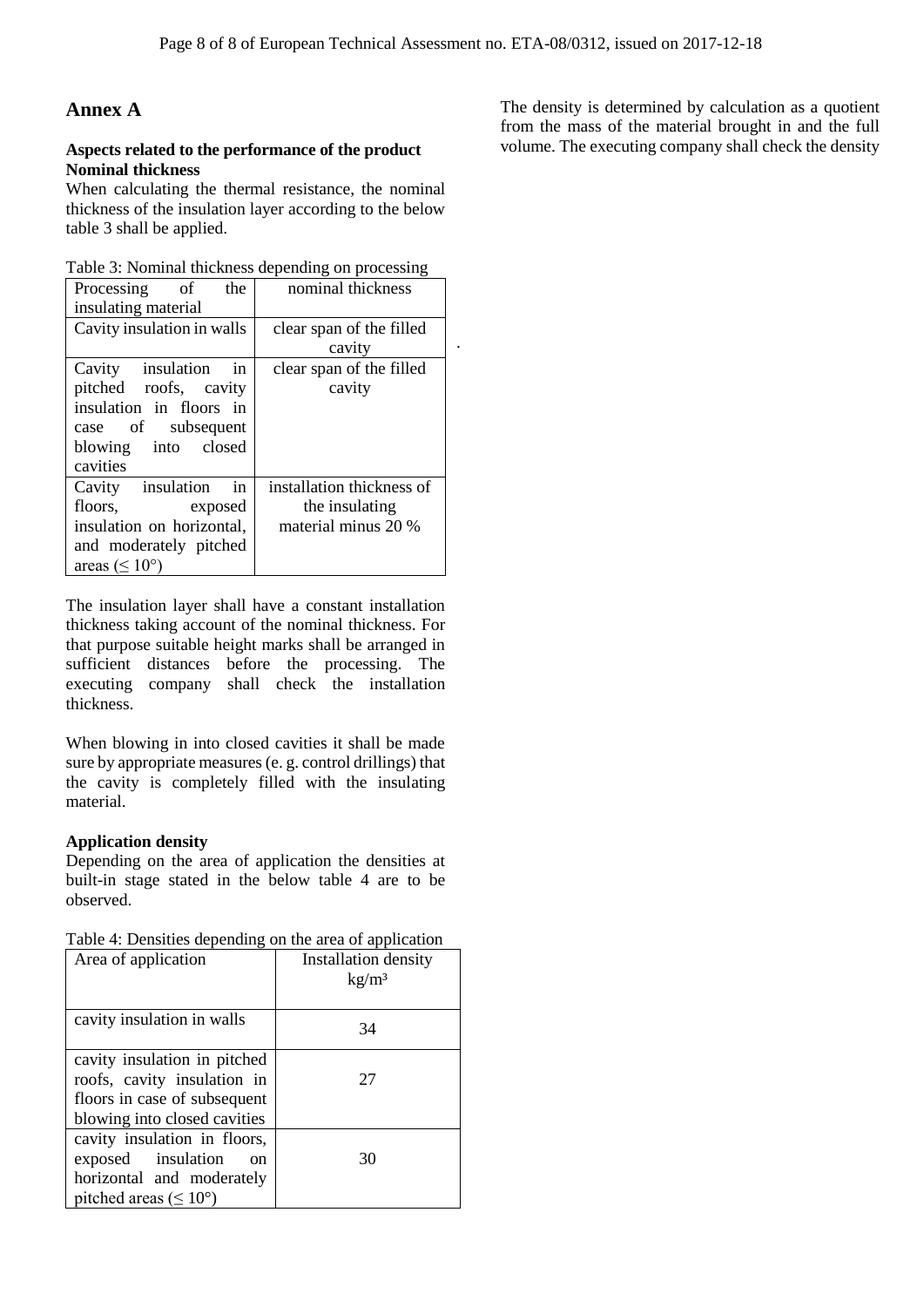## Annex A

**Aspects related to the performance of the product**
**Nominal thickness**

When calculating the thermal resistance, the nominal thickness of the insulation layer according to the below table 3 shall be applied.

Table 3: Nominal thickness depending on processing

| Processing of the insulating material | nominal thickness |
|---|---|
| Cavity insulation in walls | clear span of the filled cavity |
| Cavity insulation in pitched roofs, cavity insulation in floors in case of subsequent blowing into closed cavities | clear span of the filled cavity |
| Cavity insulation in floors, exposed insulation on horizontal, and moderately pitched areas (≤ 10°) | installation thickness of the insulating material minus 20 % |

The insulation layer shall have a constant installation thickness taking account of the nominal thickness. For that purpose suitable height marks shall be arranged in sufficient distances before the processing. The executing company shall check the installation thickness.

When blowing in into closed cavities it shall be made sure by appropriate measures (e. g. control drillings) that the cavity is completely filled with the insulating material.

**Application density**

Depending on the area of application the densities at built-in stage stated in the below table 4 are to be observed.

Table 4: Densities depending on the area of application

| Area of application | Installation density kg/m³ |
|---|---|
| cavity insulation in walls | 34 |
| cavity insulation in pitched roofs, cavity insulation in floors in case of subsequent blowing into closed cavities | 27 |
| cavity insulation in floors, exposed insulation on horizontal and moderately pitched areas (≤ 10°) | 30 |

The density is determined by calculation as a quotient from the mass of the material brought in and the full volume. The executing company shall check the density.